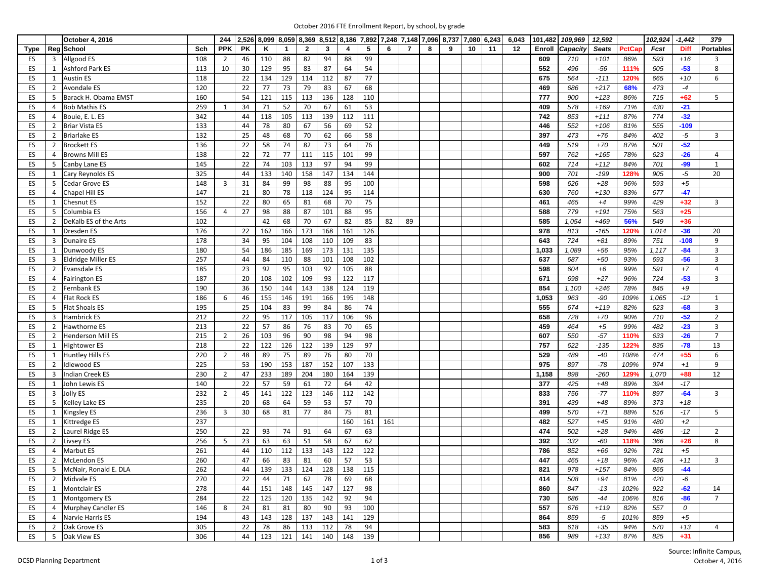October 2016 FTE Enrollment Report, by school, by grade

| | | October 4, 2016 | | 244 | 2,526 | 8,099 | 8,059 | 8,369 | 8,512 | 8,186 | 7,892 | 7,248 | 7,148 | 7,096 | 8,737 | 7,080 | 6,243 | 6,043 | 101,482 | 109,969 | 12,592 | | 102,924 | -1,442 | 379 |
|---|---|---|---|---|---|---|---|---|---|---|---|---|---|---|---|---|---|---|---|---|---|---|---|---|---|
| **Type** | **Reg** | **School** | **Sch** | **PPK** | **PK** | **K** | **1** | **2** | **3** | **4** | **5** | **6** | **7** | **8** | **9** | **10** | **11** | **12** | **Enroll** | ***Capacity*** | ***Seats*** | **PctCap** | ***Fcst*** | **Diff** | **Portables** |
| ES | 3 | Allgood ES | 108 | 2 | 46 | 110 | 88 | 82 | 94 | 88 | 99 | | | | | | | | **609** | *710* | *+101* | *86%* | *593* | *+16* | 3 |
| ES | 1 | Ashford Park ES | 113 | 10 | 30 | 129 | 95 | 83 | 87 | 64 | 54 | | | | | | | | **552** | *496* | *-56* | **111%** | *605* | **-53** | 8 |
| ES | 1 | Austin ES | 118 | | 22 | 134 | 129 | 114 | 112 | 87 | 77 | | | | | | | | **675** | *564* | *-111* | **120%** | *665* | *+10* | 6 |
| ES | 2 | Avondale ES | 120 | | 22 | 77 | 73 | 79 | 83 | 67 | 68 | | | | | | | | **469** | *686* | *+217* | **68%** | *473* | *-4* | |
| ES | 5 | Barack H. Obama EMST | 160 | | 54 | 121 | 115 | 113 | 136 | 128 | 110 | | | | | | | | **777** | *900* | *+123* | *86%* | *715* | **+62** | 5 |
| ES | 4 | Bob Mathis ES | 259 | 1 | 34 | 71 | 52 | 70 | 67 | 61 | 53 | | | | | | | | **409** | *578* | *+169* | *71%* | *430* | **-21** | |
| ES | 4 | Bouie, E. L. ES | 342 | | 44 | 118 | 105 | 113 | 139 | 112 | 111 | | | | | | | | **742** | *853* | *+111* | *87%* | *774* | **-32** | |
| ES | 2 | Briar Vista ES | 133 | | 44 | 78 | 80 | 67 | 56 | 69 | 52 | | | | | | | | **446** | *552* | *+106* | *81%* | *555* | **-109** | |
| ES | 2 | Briarlake ES | 132 | | 25 | 48 | 68 | 70 | 62 | 66 | 58 | | | | | | | | **397** | *473* | *+76* | *84%* | *402* | *-5* | 3 |
| ES | 2 | Brockett ES | 136 | | 22 | 58 | 74 | 82 | 73 | 64 | 76 | | | | | | | | **449** | *519* | *+70* | *87%* | *501* | **-52** | |
| ES | 4 | Browns Mill ES | 138 | | 22 | 72 | 77 | 111 | 115 | 101 | 99 | | | | | | | | **597** | *762* | *+165* | *78%* | *623* | **-26** | 4 |
| ES | 5 | Canby Lane ES | 145 | | 22 | 74 | 103 | 113 | 97 | 94 | 99 | | | | | | | | **602** | *714* | *+112* | *84%* | *701* | **-99** | 1 |
| ES | 1 | Cary Reynolds ES | 325 | | 44 | 133 | 140 | 158 | 147 | 134 | 144 | | | | | | | | **900** | *701* | *-199* | **128%** | *905* | *-5* | 20 |
| ES | 5 | Cedar Grove ES | 148 | 3 | 31 | 84 | 99 | 98 | 88 | 95 | 100 | | | | | | | | **598** | *626* | *+28* | *96%* | *593* | *+5* | |
| ES | 4 | Chapel Hill ES | 147 | | 21 | 80 | 78 | 118 | 124 | 95 | 114 | | | | | | | | **630** | *760* | *+130* | *83%* | *677* | **-47** | |
| ES | 1 | Chesnut ES | 152 | | 22 | 80 | 65 | 81 | 68 | 70 | 75 | | | | | | | | **461** | *465* | *+4* | *99%* | *429* | **+32** | 3 |
| ES | 5 | Columbia ES | 156 | 4 | 27 | 98 | 88 | 87 | 101 | 88 | 95 | | | | | | | | **588** | *779* | *+191* | *75%* | *563* | **+25** | |
| ES | 2 | DeKalb ES of the Arts | 102 | | | 42 | 68 | 70 | 67 | 82 | 85 | 82 | 89 | | | | | | **585** | *1,054* | *+469* | **56%** | *549* | **+36** | |
| ES | 1 | Dresden ES | 176 | | 22 | 162 | 166 | 173 | 168 | 161 | 126 | | | | | | | | **978** | *813* | *-165* | **120%** | *1,014* | **-36** | 20 |
| ES | 3 | Dunaire ES | 178 | | 34 | 95 | 104 | 108 | 110 | 109 | 83 | | | | | | | | **643** | *724* | *+81* | *89%* | *751* | **-108** | 9 |
| ES | 1 | Dunwoody ES | 180 | | 54 | 186 | 185 | 169 | 173 | 131 | 135 | | | | | | | | **1,033** | *1,089* | *+56* | *95%* | *1,117* | **-84** | 3 |
| ES | 3 | Eldridge Miller ES | 257 | | 44 | 84 | 110 | 88 | 101 | 108 | 102 | | | | | | | | **637** | *687* | *+50* | *93%* | *693* | **-56** | 3 |
| ES | 2 | Evansdale ES | 185 | | 23 | 92 | 95 | 103 | 92 | 105 | 88 | | | | | | | | **598** | *604* | *+6* | *99%* | *591* | *+7* | 4 |
| ES | 4 | Fairington ES | 187 | | 20 | 108 | 102 | 109 | 93 | 122 | 117 | | | | | | | | **671** | *698* | *+27* | *96%* | *724* | **-53** | 3 |
| ES | 2 | Fernbank ES | 190 | | 36 | 150 | 144 | 143 | 138 | 124 | 119 | | | | | | | | **854** | *1,100* | *+246* | *78%* | *845* | *+9* | |
| ES | 4 | Flat Rock ES | 186 | 6 | 46 | 155 | 146 | 191 | 166 | 195 | 148 | | | | | | | | **1,053** | *963* | *-90* | *109%* | *1,065* | *-12* | 1 |
| ES | 5 | Flat Shoals ES | 195 | | 25 | 104 | 83 | 99 | 84 | 86 | 74 | | | | | | | | **555** | *674* | *+119* | *82%* | *623* | **-68** | 3 |
| ES | 3 | Hambrick ES | 212 | | 22 | 95 | 117 | 105 | 117 | 106 | 96 | | | | | | | | **658** | *728* | *+70* | *90%* | *710* | **-52** | 2 |
| ES | 2 | Hawthorne ES | 213 | | 22 | 57 | 86 | 76 | 83 | 70 | 65 | | | | | | | | **459** | *464* | *+5* | *99%* | *482* | **-23** | 3 |
| ES | 2 | Henderson Mill ES | 215 | 2 | 26 | 103 | 96 | 90 | 98 | 94 | 98 | | | | | | | | **607** | *550* | *-57* | **110%** | *633* | **-26** | 7 |
| ES | 1 | Hightower ES | 218 | | 22 | 122 | 126 | 122 | 139 | 129 | 97 | | | | | | | | **757** | *622* | *-135* | **122%** | *835* | **-78** | 13 |
| ES | 1 | Huntley Hills ES | 220 | 2 | 48 | 89 | 75 | 89 | 76 | 80 | 70 | | | | | | | | **529** | *489* | *-40* | *108%* | *474* | **+55** | 6 |
| ES | 2 | Idlewood ES | 225 | | 53 | 190 | 153 | 187 | 152 | 107 | 133 | | | | | | | | **975** | *897* | *-78* | *109%* | *974* | *+1* | 9 |
| ES | 3 | Indian Creek ES | 230 | 2 | 47 | 233 | 189 | 204 | 180 | 164 | 139 | | | | | | | | **1,158** | *898* | *-260* | **129%** | *1,070* | **+88** | 12 |
| ES | 1 | John Lewis ES | 140 | | 22 | 57 | 59 | 61 | 72 | 64 | 42 | | | | | | | | **377** | *425* | *+48* | *89%* | *394* | *-17* | |
| ES | 3 | Jolly ES | 232 | 2 | 45 | 141 | 122 | 123 | 146 | 112 | 142 | | | | | | | | **833** | *756* | *-77* | **110%** | *897* | **-64** | 3 |
| ES | 5 | Kelley Lake ES | 235 | | 20 | 68 | 64 | 59 | 53 | 57 | 70 | | | | | | | | **391** | *439* | *+48* | *89%* | *373* | *+18* | |
| ES | 1 | Kingsley ES | 236 | 3 | 30 | 68 | 81 | 77 | 84 | 75 | 81 | | | | | | | | **499** | *570* | *+71* | *88%* | *516* | *-17* | 5 |
| ES | 1 | Kittredge ES | 237 | | | | | | | 160 | 161 | 161 | | | | | | | **482** | *527* | *+45* | *91%* | *480* | *+2* | |
| ES | 2 | Laurel Ridge ES | 250 | | 22 | 93 | 74 | 91 | 64 | 67 | 63 | | | | | | | | **474** | *502* | *+28* | *94%* | *486* | *-12* | 2 |
| ES | 2 | Livsey ES | 256 | 5 | 23 | 63 | 63 | 51 | 58 | 67 | 62 | | | | | | | | **392** | *332* | *-60* | **118%** | *366* | **+26** | 8 |
| ES | 4 | Marbut ES | 261 | | 44 | 110 | 112 | 133 | 143 | 122 | 122 | | | | | | | | **786** | *852* | *+66* | *92%* | *781* | *+5* | |
| ES | 2 | McLendon ES | 260 | | 47 | 66 | 83 | 81 | 60 | 57 | 53 | | | | | | | | **447** | *465* | *+18* | *96%* | *436* | *+11* | 3 |
| ES | 5 | McNair, Ronald E. DLA | 262 | | 44 | 139 | 133 | 124 | 128 | 138 | 115 | | | | | | | | **821** | *978* | *+157* | *84%* | *865* | **-44** | |
| ES | 2 | Midvale ES | 270 | | 22 | 44 | 71 | 62 | 78 | 69 | 68 | | | | | | | | **414** | *508* | *+94* | *81%* | *420* | *-6* | |
| ES | 1 | Montclair ES | 278 | | 44 | 151 | 148 | 145 | 147 | 127 | 98 | | | | | | | | **860** | *847* | *-13* | *102%* | *922* | **-62** | 14 |
| ES | 1 | Montgomery ES | 284 | | 22 | 125 | 120 | 135 | 142 | 92 | 94 | | | | | | | | **730** | *686* | *-44* | *106%* | *816* | **-86** | 7 |
| ES | 4 | Murphey Candler ES | 146 | 8 | 24 | 81 | 81 | 80 | 90 | 93 | 100 | | | | | | | | **557** | *676* | *+119* | *82%* | *557* | *0* | |
| ES | 4 | Narvie Harris ES | 194 | | 43 | 143 | 128 | 137 | 143 | 141 | 129 | | | | | | | | **864** | *859* | *-5* | *101%* | *859* | *+5* | |
| ES | 2 | Oak Grove ES | 305 | | 22 | 78 | 86 | 113 | 112 | 78 | 94 | | | | | | | | **583** | *618* | *+35* | *94%* | *570* | *+13* | 4 |
| ES | 5 | Oak View ES | 306 | | 44 | 123 | 121 | 141 | 140 | 148 | 139 | | | | | | | | **856** | *989* | *+133* | *87%* | *825* | **+31** | |

DCSD Planning Department

Source: Infinite Campus, October 4, 2016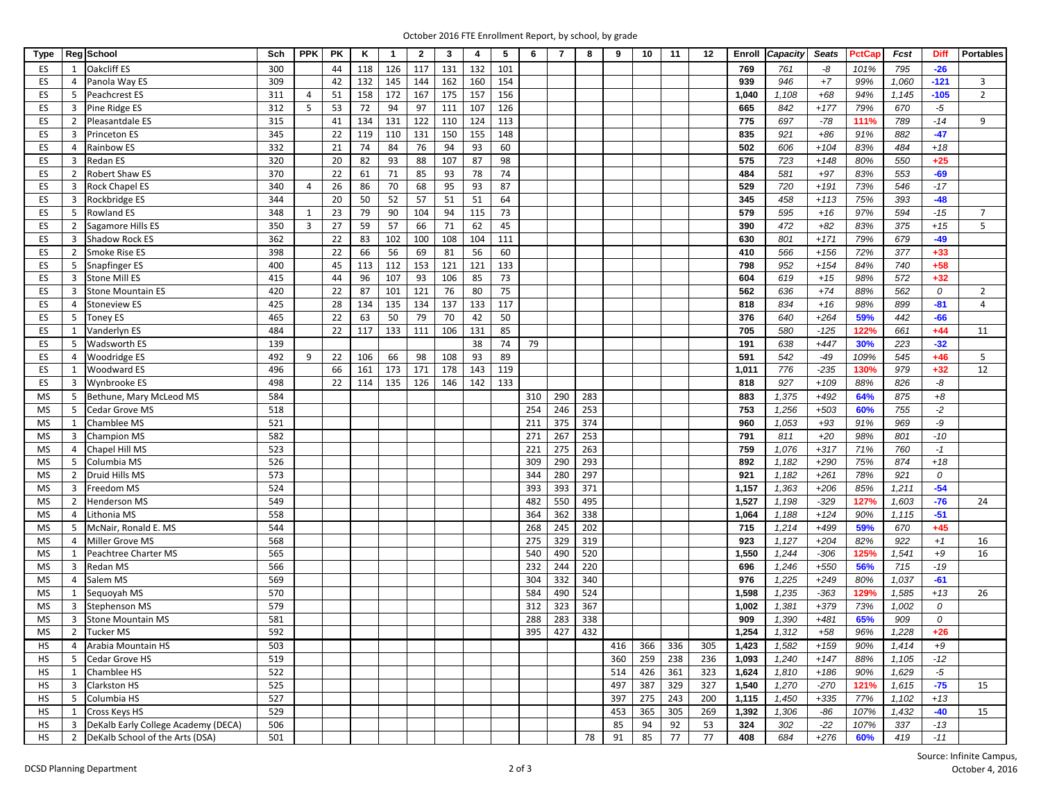October 2016 FTE Enrollment Report, by school, by grade

| Type | Reg | School | Sch | PPK | PK | K | 1 | 2 | 3 | 4 | 5 | 6 | 7 | 8 | 9 | 10 | 11 | 12 | Enroll | Capacity | Seats | PctCap | Fcst | Diff | Portables |
|---|---|---|---|---|---|---|---|---|---|---|---|---|---|---|---|---|---|---|---|---|---|---|---|---|---|
| ES | 1 | Oakcliff ES | 300 | | 44 | 118 | 126 | 117 | 131 | 132 | 101 | | | | | | | | 769 | 761 | -8 | 101% | 795 | -26 | |
| ES | 4 | Panola Way ES | 309 | | 42 | 132 | 145 | 144 | 162 | 160 | 154 | | | | | | | | 939 | 946 | +7 | 99% | 1,060 | -121 | 3 |
| ES | 5 | Peachcrest ES | 311 | 4 | 51 | 158 | 172 | 167 | 175 | 157 | 156 | | | | | | | | 1,040 | 1,108 | +68 | 94% | 1,145 | -105 | 2 |
| ES | 3 | Pine Ridge ES | 312 | 5 | 53 | 72 | 94 | 97 | 111 | 107 | 126 | | | | | | | | 665 | 842 | +177 | 79% | 670 | -5 | |
| ES | 2 | Pleasantdale ES | 315 | | 41 | 134 | 131 | 122 | 110 | 124 | 113 | | | | | | | | 775 | 697 | -78 | 111% | 789 | -14 | 9 |
| ES | 3 | Princeton ES | 345 | | 22 | 119 | 110 | 131 | 150 | 155 | 148 | | | | | | | | 835 | 921 | +86 | 91% | 882 | -47 | |
| ES | 4 | Rainbow ES | 332 | | 21 | 74 | 84 | 76 | 94 | 93 | 60 | | | | | | | | 502 | 606 | +104 | 83% | 484 | +18 | |
| ES | 3 | Redan ES | 320 | | 20 | 82 | 93 | 88 | 107 | 87 | 98 | | | | | | | | 575 | 723 | +148 | 80% | 550 | +25 | |
| ES | 2 | Robert Shaw ES | 370 | | 22 | 61 | 71 | 85 | 93 | 78 | 74 | | | | | | | | 484 | 581 | +97 | 83% | 553 | -69 | |
| ES | 3 | Rock Chapel ES | 340 | 4 | 26 | 86 | 70 | 68 | 95 | 93 | 87 | | | | | | | | 529 | 720 | +191 | 73% | 546 | -17 | |
| ES | 3 | Rockbridge ES | 344 | | 20 | 50 | 52 | 57 | 51 | 51 | 64 | | | | | | | | 345 | 458 | +113 | 75% | 393 | -48 | |
| ES | 5 | Rowland ES | 348 | 1 | 23 | 79 | 90 | 104 | 94 | 115 | 73 | | | | | | | | 579 | 595 | +16 | 97% | 594 | -15 | 7 |
| ES | 2 | Sagamore Hills ES | 350 | 3 | 27 | 59 | 57 | 66 | 71 | 62 | 45 | | | | | | | | 390 | 472 | +82 | 83% | 375 | +15 | 5 |
| ES | 3 | Shadow Rock ES | 362 | | 22 | 83 | 102 | 100 | 108 | 104 | 111 | | | | | | | | 630 | 801 | +171 | 79% | 679 | -49 | |
| ES | 2 | Smoke Rise ES | 398 | | 22 | 66 | 56 | 69 | 81 | 56 | 60 | | | | | | | | 410 | 566 | +156 | 72% | 377 | +33 | |
| ES | 5 | Snapfinger ES | 400 | | 45 | 113 | 112 | 153 | 121 | 121 | 133 | | | | | | | | 798 | 952 | +154 | 84% | 740 | +58 | |
| ES | 3 | Stone Mill ES | 415 | | 44 | 96 | 107 | 93 | 106 | 85 | 73 | | | | | | | | 604 | 619 | +15 | 98% | 572 | +32 | |
| ES | 3 | Stone Mountain ES | 420 | | 22 | 87 | 101 | 121 | 76 | 80 | 75 | | | | | | | | 562 | 636 | +74 | 88% | 562 | 0 | 2 |
| ES | 4 | Stoneview ES | 425 | | 28 | 134 | 135 | 134 | 137 | 133 | 117 | | | | | | | | 818 | 834 | +16 | 98% | 899 | -81 | 4 |
| ES | 5 | Toney ES | 465 | | 22 | 63 | 50 | 79 | 70 | 42 | 50 | | | | | | | | 376 | 640 | +264 | 59% | 442 | -66 | |
| ES | 1 | Vanderlyn ES | 484 | | 22 | 117 | 133 | 111 | 106 | 131 | 85 | | | | | | | | 705 | 580 | -125 | 122% | 661 | +44 | 11 |
| ES | 5 | Wadsworth ES | 139 | | | | | | | 38 | 74 | 79 | | | | | | | 191 | 638 | +447 | 30% | 223 | -32 | |
| ES | 4 | Woodridge ES | 492 | 9 | 22 | 106 | 66 | 98 | 108 | 93 | 89 | | | | | | | | 591 | 542 | -49 | 109% | 545 | +46 | 5 |
| ES | 1 | Woodward ES | 496 | | 66 | 161 | 173 | 171 | 178 | 143 | 119 | | | | | | | | 1,011 | 776 | -235 | 130% | 979 | +32 | 12 |
| ES | 3 | Wynbrooke ES | 498 | | 22 | 114 | 135 | 126 | 146 | 142 | 133 | | | | | | | | 818 | 927 | +109 | 88% | 826 | -8 | |
| MS | 5 | Bethune, Mary McLeod MS | 584 | | | | | | | | | 310 | 290 | 283 | | | | | 883 | 1,375 | +492 | 64% | 875 | +8 | |
| MS | 5 | Cedar Grove MS | 518 | | | | | | | | | 254 | 246 | 253 | | | | | 753 | 1,256 | +503 | 60% | 755 | -2 | |
| MS | 1 | Chamblee MS | 521 | | | | | | | | | 211 | 375 | 374 | | | | | 960 | 1,053 | +93 | 91% | 969 | -9 | |
| MS | 3 | Champion MS | 582 | | | | | | | | | 271 | 267 | 253 | | | | | 791 | 811 | +20 | 98% | 801 | -10 | |
| MS | 4 | Chapel Hill MS | 523 | | | | | | | | | 221 | 275 | 263 | | | | | 759 | 1,076 | +317 | 71% | 760 | -1 | |
| MS | 5 | Columbia MS | 526 | | | | | | | | | 309 | 290 | 293 | | | | | 892 | 1,182 | +290 | 75% | 874 | +18 | |
| MS | 2 | Druid Hills MS | 573 | | | | | | | | | 344 | 280 | 297 | | | | | 921 | 1,182 | +261 | 78% | 921 | 0 | |
| MS | 3 | Freedom MS | 524 | | | | | | | | | 393 | 393 | 371 | | | | | 1,157 | 1,363 | +206 | 85% | 1,211 | -54 | |
| MS | 2 | Henderson MS | 549 | | | | | | | | | 482 | 550 | 495 | | | | | 1,527 | 1,198 | -329 | 127% | 1,603 | -76 | 24 |
| MS | 4 | Lithonia MS | 558 | | | | | | | | | 364 | 362 | 338 | | | | | 1,064 | 1,188 | +124 | 90% | 1,115 | -51 | |
| MS | 5 | McNair, Ronald E. MS | 544 | | | | | | | | | 268 | 245 | 202 | | | | | 715 | 1,214 | +499 | 59% | 670 | +45 | |
| MS | 4 | Miller Grove MS | 568 | | | | | | | | | 275 | 329 | 319 | | | | | 923 | 1,127 | +204 | 82% | 922 | +1 | 16 |
| MS | 1 | Peachtree Charter MS | 565 | | | | | | | | | 540 | 490 | 520 | | | | | 1,550 | 1,244 | -306 | 125% | 1,541 | +9 | 16 |
| MS | 3 | Redan MS | 566 | | | | | | | | | 232 | 244 | 220 | | | | | 696 | 1,246 | +550 | 56% | 715 | -19 | |
| MS | 4 | Salem MS | 569 | | | | | | | | | 304 | 332 | 340 | | | | | 976 | 1,225 | +249 | 80% | 1,037 | -61 | |
| MS | 1 | Sequoyah MS | 570 | | | | | | | | | 584 | 490 | 524 | | | | | 1,598 | 1,235 | -363 | 129% | 1,585 | +13 | 26 |
| MS | 3 | Stephenson MS | 579 | | | | | | | | | 312 | 323 | 367 | | | | | 1,002 | 1,381 | +379 | 73% | 1,002 | 0 | |
| MS | 3 | Stone Mountain MS | 581 | | | | | | | | | 288 | 283 | 338 | | | | | 909 | 1,390 | +481 | 65% | 909 | 0 | |
| MS | 2 | Tucker MS | 592 | | | | | | | | | 395 | 427 | 432 | | | | | 1,254 | 1,312 | +58 | 96% | 1,228 | +26 | |
| HS | 4 | Arabia Mountain HS | 503 | | | | | | | | | | | | 416 | 366 | 336 | 305 | 1,423 | 1,582 | +159 | 90% | 1,414 | +9 | |
| HS | 5 | Cedar Grove HS | 519 | | | | | | | | | | | | 360 | 259 | 238 | 236 | 1,093 | 1,240 | +147 | 88% | 1,105 | -12 | |
| HS | 1 | Chamblee HS | 522 | | | | | | | | | | | | 514 | 426 | 361 | 323 | 1,624 | 1,810 | +186 | 90% | 1,629 | -5 | |
| HS | 3 | Clarkston HS | 525 | | | | | | | | | | | | 497 | 387 | 329 | 327 | 1,540 | 1,270 | -270 | 121% | 1,615 | -75 | 15 |
| HS | 5 | Columbia HS | 527 | | | | | | | | | | | | 397 | 275 | 243 | 200 | 1,115 | 1,450 | +335 | 77% | 1,102 | +13 | |
| HS | 1 | Cross Keys HS | 529 | | | | | | | | | | | | 453 | 365 | 305 | 269 | 1,392 | 1,306 | -86 | 107% | 1,432 | -40 | 15 |
| HS | 3 | DeKalb Early College Academy (DECA) | 506 | | | | | | | | | | | | 85 | 94 | 92 | 53 | 324 | 302 | -22 | 107% | 337 | -13 | |
| HS | 2 | DeKalb School of the Arts (DSA) | 501 | | | | | | | | | | | 78 | 91 | 85 | 77 | 77 | 408 | 684 | +276 | 60% | 419 | -11 | |

DCSD Planning Department

Source: Infinite Campus, October 4, 2016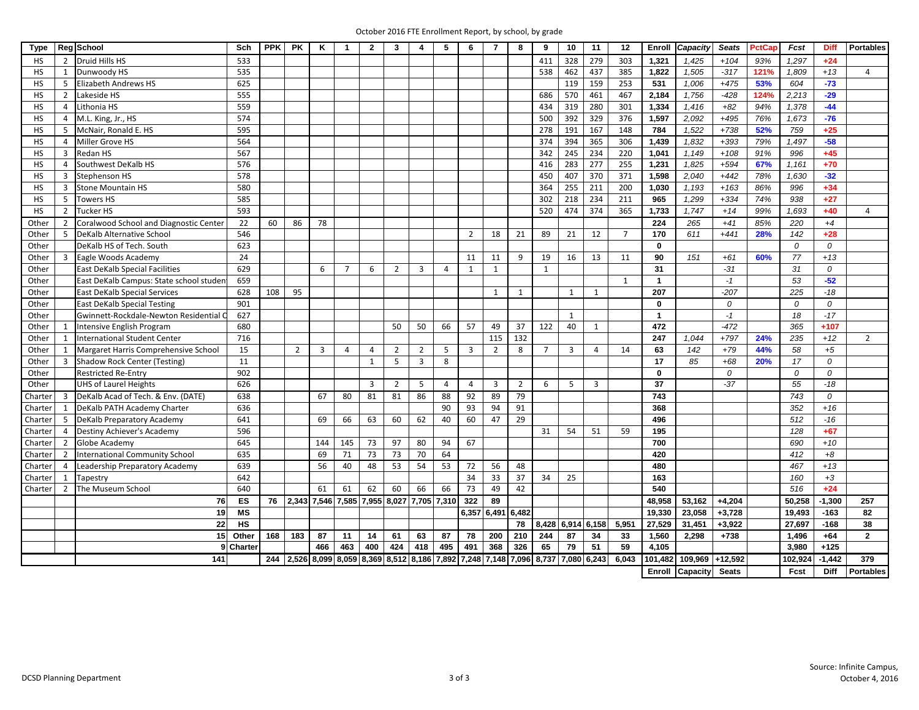# October 2016 FTE Enrollment Report, by school, by grade

| Type | Reg | School | Sch | PPK | PK | K | 1 | 2 | 3 | 4 | 5 | 6 | 7 | 8 | 9 | 10 | 11 | 12 | Enroll | Capacity | Seats | PctCap | Fcst | Diff | Portables |
|---|---|---|---|---|---|---|---|---|---|---|---|---|---|---|---|---|---|---|---|---|---|---|---|---|---|
| HS | 2 | Druid Hills HS | 533 | | | | | | | | | | | | 411 | 328 | 279 | 303 | **1,321** | *1,425* | *+104* | 93% | *1,297* | **+24** | |
| HS | 1 | Dunwoody HS | 535 | | | | | | | | | | | | 538 | 462 | 437 | 385 | **1,822** | *1,505* | *-317* | **121%** | *1,809* | +13 | 4 |
| HS | 5 | Elizabeth Andrews HS | 625 | | | | | | | | | | | | | 119 | 159 | 253 | **531** | *1,006* | *+475* | **53%** | *604* | **-73** | |
| HS | 2 | Lakeside HS | 555 | | | | | | | | | | | | 686 | 570 | 461 | 467 | **2,184** | *1,756* | *-428* | **124%** | *2,213* | **-29** | |
| HS | 4 | Lithonia HS | 559 | | | | | | | | | | | | 434 | 319 | 280 | 301 | **1,334** | *1,416* | *+82* | 94% | *1,378* | **-44** | |
| HS | 4 | M.L. King, Jr., HS | 574 | | | | | | | | | | | | 500 | 392 | 329 | 376 | **1,597** | *2,092* | *+495* | 76% | *1,673* | **-76** | |
| HS | 5 | McNair, Ronald E. HS | 595 | | | | | | | | | | | | 278 | 191 | 167 | 148 | **784** | *1,522* | *+738* | **52%** | *759* | **+25** | |
| HS | 4 | Miller Grove HS | 564 | | | | | | | | | | | | 374 | 394 | 365 | 306 | **1,439** | *1,832* | *+393* | 79% | *1,497* | **-58** | |
| HS | 3 | Redan HS | 567 | | | | | | | | | | | | 342 | 245 | 234 | 220 | **1,041** | *1,149* | *+108* | 91% | *996* | **+45** | |
| HS | 4 | Southwest DeKalb HS | 576 | | | | | | | | | | | | 416 | 283 | 277 | 255 | **1,231** | *1,825* | *+594* | **67%** | *1,161* | **+70** | |
| HS | 3 | Stephenson HS | 578 | | | | | | | | | | | | 450 | 407 | 370 | 371 | **1,598** | *2,040* | *+442* | 78% | *1,630* | **-32** | |
| HS | 3 | Stone Mountain HS | 580 | | | | | | | | | | | | 364 | 255 | 211 | 200 | **1,030** | *1,193* | *+163* | 86% | *996* | **+34** | |
| HS | 5 | Towers HS | 585 | | | | | | | | | | | | 302 | 218 | 234 | 211 | **965** | *1,299* | *+334* | 74% | *938* | **+27** | |
| HS | 2 | Tucker HS | 593 | | | | | | | | | | | | 520 | 474 | 374 | 365 | **1,733** | *1,747* | *+14* | 99% | *1,693* | **+40** | 4 |
| Other | 2 | Coralwood School and Diagnostic Center | 22 | 60 | 86 | 78 | | | | | | | | | | | | | **224** | *265* | *+41* | 85% | *220* | *+4* | |
| Other | 5 | DeKalb Alternative School | 546 | | | | | | | | | 2 | 18 | 21 | 89 | 21 | 12 | 7 | **170** | *611* | *+441* | **28%** | *142* | **+28** | |
| Other | | DeKalb HS of Tech. South | 623 | | | | | | | | | | | | | | | | **0** | | | | *0* | *0* | |
| Other | 3 | Eagle Woods Academy | 24 | | | | | | | | | 11 | 11 | 9 | 19 | 16 | 13 | 11 | **90** | *151* | *+61* | **60%** | *77* | *+13* | |
| Other | | East DeKalb Special Facilities | 629 | | | 6 | 7 | 6 | 2 | 3 | 4 | 1 | 1 | | 1 | | | | **31** | | *-31* | | *31* | *0* | |
| Other | | East DeKalb Campus: State school studen | 659 | | | | | | | | | | | | | | | 1 | **1** | | *-1* | | *53* | **-52** | |
| Other | | East DeKalb Special Services | 628 | 108 | 95 | | | | | | | | 1 | 1 | | 1 | 1 | | **207** | | *-207* | | *225* | *-18* | |
| Other | | East DeKalb Special Testing | 901 | | | | | | | | | | | | | | | | **0** | | *0* | | *0* | *0* | |
| Other | | Gwinnett-Rockdale-Newton Residential C | 627 | | | | | | | | | | | | | 1 | | | **1** | | *-1* | | *18* | *-17* | |
| Other | 1 | Intensive English Program | 680 | | | | | | 50 | 50 | 66 | 57 | 49 | 37 | 122 | 40 | 1 | | **472** | | *-472* | | *365* | **+107** | |
| Other | 1 | International Student Center | 716 | | | | | | | | | | 115 | 132 | | | | | **247** | *1,044* | *+797* | **24%** | *235* | *+12* | 2 |
| Other | 1 | Margaret Harris Comprehensive School | 15 | | 2 | 3 | 4 | 4 | 2 | 2 | 5 | 3 | 2 | 8 | 7 | 3 | 4 | 14 | **63** | *142* | *+79* | **44%** | *58* | *+5* | |
| Other | 3 | Shadow Rock Center (Testing) | 11 | | | | | 1 | 5 | 3 | 8 | | | | | | | | **17** | *85* | *+68* | **20%** | *17* | *0* | |
| Other | | Restricted Re-Entry | 902 | | | | | | | | | | | | | | | | **0** | | *0* | | *0* | *0* | |
| Other | | UHS of Laurel Heights | 626 | | | | | 3 | 2 | 5 | 4 | 4 | 3 | 2 | 6 | 5 | 3 | | **37** | | *-37* | | *55* | *-18* | |
| Charter | 3 | DeKalb Acad of Tech. & Env. (DATE) | 638 | | | 67 | 80 | 81 | 81 | 86 | 88 | 92 | 89 | 79 | | | | | **743** | | | | *743* | *0* | |
| Charter | 1 | DeKalb PATH Academy Charter | 636 | | | | | | | | 90 | 93 | 94 | 91 | | | | | **368** | | | | *352* | *+16* | |
| Charter | 5 | DeKalb Preparatory Academy | 641 | | | 69 | 66 | 63 | 60 | 62 | 40 | 60 | 47 | 29 | | | | | **496** | | | | *512* | *-16* | |
| Charter | 4 | Destiny Achiever's Academy | 596 | | | | | | | | | | | | 31 | 54 | 51 | 59 | **195** | | | | *128* | **+67** | |
| Charter | 2 | Globe Academy | 645 | | | 144 | 145 | 73 | 97 | 80 | 94 | 67 | | | | | | | **700** | | | | *690* | *+10* | |
| Charter | 2 | International Community School | 635 | | | 69 | 71 | 73 | 73 | 70 | 64 | | | | | | | | **420** | | | | *412* | *+8* | |
| Charter | 4 | Leadership Preparatory Academy | 639 | | | 56 | 40 | 48 | 53 | 54 | 53 | 72 | 56 | 48 | | | | | **480** | | | | *467* | *+13* | |
| Charter | 1 | Tapestry | 642 | | | | | | | | | 34 | 33 | 37 | 34 | 25 | | | **163** | | | | *160* | *+3* | |
| Charter | 2 | The Museum School | 640 | | | 61 | 61 | 62 | 60 | 66 | 66 | 73 | 49 | 42 | | | | | **540** | | | | *516* | **+24** | |
| | | **76** | **ES** | **76** | **2,343** | **7,546** | **7,585** | **7,955** | **8,027** | **7,705** | **7,310** | **322** | **89** | | | | | | **48,958** | **53,162** | **+4,204** | | **50,258** | **-1,300** | **257** |
| | | **19** | **MS** | | | | | | | | | **6,357** | **6,491** | **6,482** | | | | | **19,330** | **23,058** | **+3,728** | | **19,493** | **-163** | **82** |
| | | **22** | **HS** | | | | | | | | | | | **78** | **8,428** | **6,914** | **6,158** | **5,951** | **27,529** | **31,451** | **+3,922** | | **27,697** | **-168** | **38** |
| | | **15** | **Other** | **168** | **183** | **87** | **11** | **14** | **61** | **63** | **87** | **78** | **200** | **210** | **244** | **87** | **34** | **33** | **1,560** | **2,298** | **+738** | | **1,496** | **+64** | **2** |
| | | **9** | **Charter** | | | **466** | **463** | **400** | **424** | **418** | **495** | **491** | **368** | **326** | **65** | **79** | **51** | **59** | **4,105** | | | | **3,980** | **+125** | |
| | | **141** | | **244** | **2,526** | **8,099** | **8,059** | **8,369** | **8,512** | **8,186** | **7,892** | **7,248** | **7,148** | **7,096** | **8,737** | **7,080** | **6,243** | **6,043** | **101,482** | **109,969** | **+12,592** | | **102,924** | **-1,442** | **379** |
| | | | | | | | | | | | | | | | | | | | **Enroll** | **Capacity** | **Seats** | | **Fcst** | **Diff** | **Portables** |